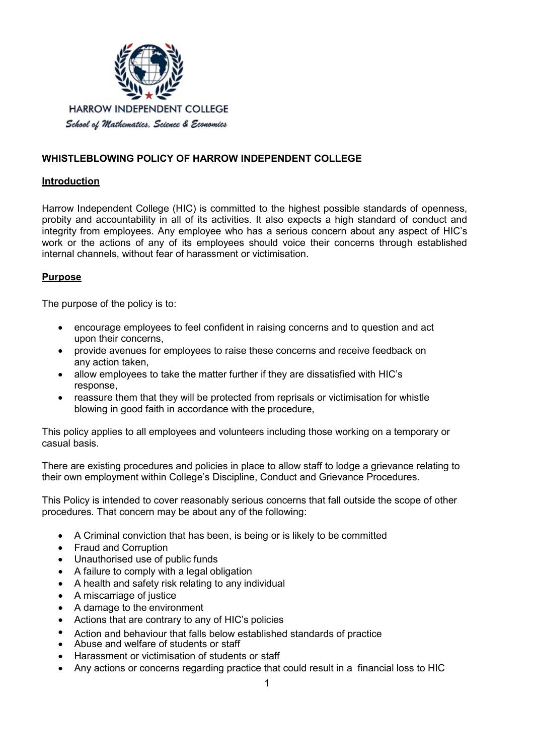HARROW INDEPENDENT COLLEGE

*School of Mathematics, Science & Economics*

# WHISTLEBLOWING POLICY OF HARROW INDEPENDENT COLLEGE

## Introduction

Harrow Independent College (HIC) is committed to the highest possible standards of openness, probity and accountability in all of its activities. It also expects a high standard of conduct and integrity from employees. Any employee who has a serious concern about any aspect of HIC's work or the actions of any of its employees should voice their concerns through established internal channels, without fear of harassment or victimisation.

## Purpose

The purpose of the policy is to:

- encourage employees to feel confident in raising concerns and to question and act upon their concerns,
- provide avenues for employees to raise these concerns and receive feedback on any action taken,
- allow employees to take the matter further if they are dissatisfied with HIC's response,
- reassure them that they will be protected from reprisals or victimisation for whistle blowing in good faith in accordance with the procedure,

This policy applies to all employees and volunteers including those working on a temporary or casual basis.

There are existing procedures and policies in place to allow staff to lodge a grievance relating to their own employment within College's Discipline, Conduct and Grievance Procedures.

This Policy is intended to cover reasonably serious concerns that fall outside the scope of other procedures. That concern may be about any of the following:

- A Criminal conviction that has been, is being or is likely to be committed
- Fraud and Corruption
- Unauthorised use of public funds
- A failure to comply with a legal obligation
- A health and safety risk relating to any individual
- A miscarriage of justice
- A damage to the environment
- Actions that are contrary to any of HIC's policies
- Action and behaviour that falls below established standards of practice
- Abuse and welfare of students or staff
- Harassment or victimisation of students or staff
- Any actions or concerns regarding practice that could result in a financial loss to HIC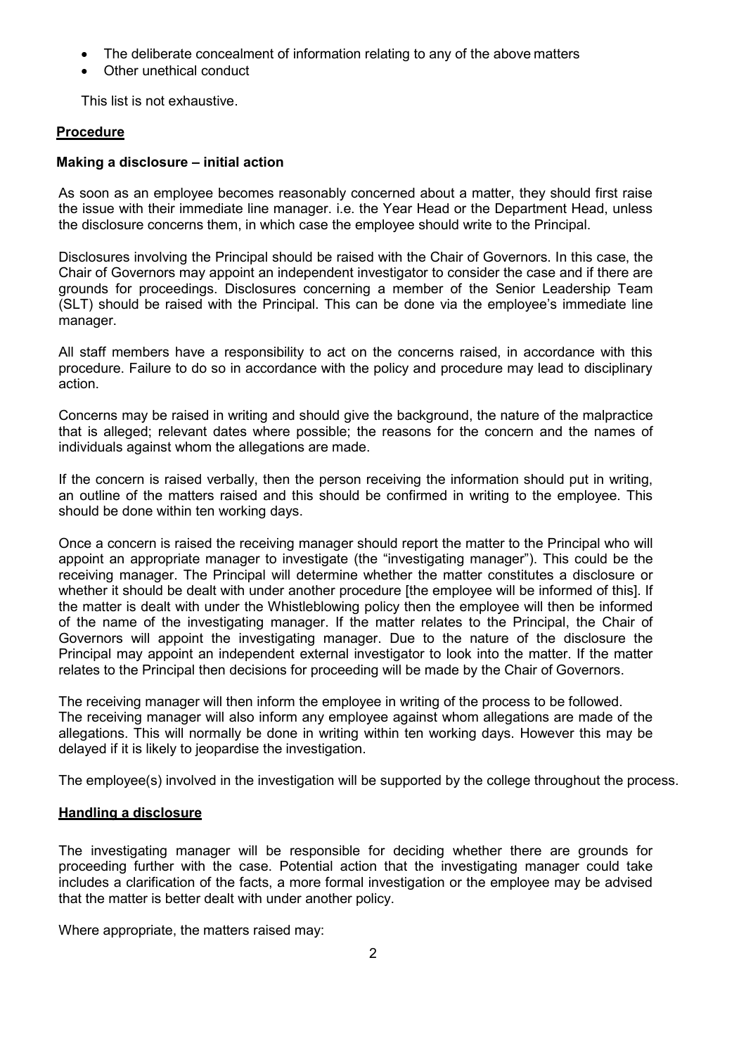- The deliberate concealment of information relating to any of the above matters
- Other unethical conduct

This list is not exhaustive.

## Procedure

### Making a disclosure – initial action

As soon as an employee becomes reasonably concerned about a matter, they should first raise the issue with their immediate line manager. i.e. the Year Head or the Department Head, unless the disclosure concerns them, in which case the employee should write to the Principal.

Disclosures involving the Principal should be raised with the Chair of Governors. In this case, the Chair of Governors may appoint an independent investigator to consider the case and if there are grounds for proceedings. Disclosures concerning a member of the Senior Leadership Team (SLT) should be raised with the Principal. This can be done via the employee's immediate line manager.

All staff members have a responsibility to act on the concerns raised, in accordance with this procedure. Failure to do so in accordance with the policy and procedure may lead to disciplinary action.

Concerns may be raised in writing and should give the background, the nature of the malpractice that is alleged; relevant dates where possible; the reasons for the concern and the names of individuals against whom the allegations are made.

If the concern is raised verbally, then the person receiving the information should put in writing, an outline of the matters raised and this should be confirmed in writing to the employee. This should be done within ten working days.

Once a concern is raised the receiving manager should report the matter to the Principal who will appoint an appropriate manager to investigate (the "investigating manager"). This could be the receiving manager. The Principal will determine whether the matter constitutes a disclosure or whether it should be dealt with under another procedure [the employee will be informed of this]. If the matter is dealt with under the Whistleblowing policy then the employee will then be informed of the name of the investigating manager. If the matter relates to the Principal, the Chair of Governors will appoint the investigating manager. Due to the nature of the disclosure the Principal may appoint an independent external investigator to look into the matter. If the matter relates to the Principal then decisions for proceeding will be made by the Chair of Governors.

The receiving manager will then inform the employee in writing of the process to be followed. The receiving manager will also inform any employee against whom allegations are made of the allegations. This will normally be done in writing within ten working days. However this may be delayed if it is likely to jeopardise the investigation.

The employee(s) involved in the investigation will be supported by the college throughout the process.

## Handling a disclosure

The investigating manager will be responsible for deciding whether there are grounds for proceeding further with the case. Potential action that the investigating manager could take includes a clarification of the facts, a more formal investigation or the employee may be advised that the matter is better dealt with under another policy.

Where appropriate, the matters raised may: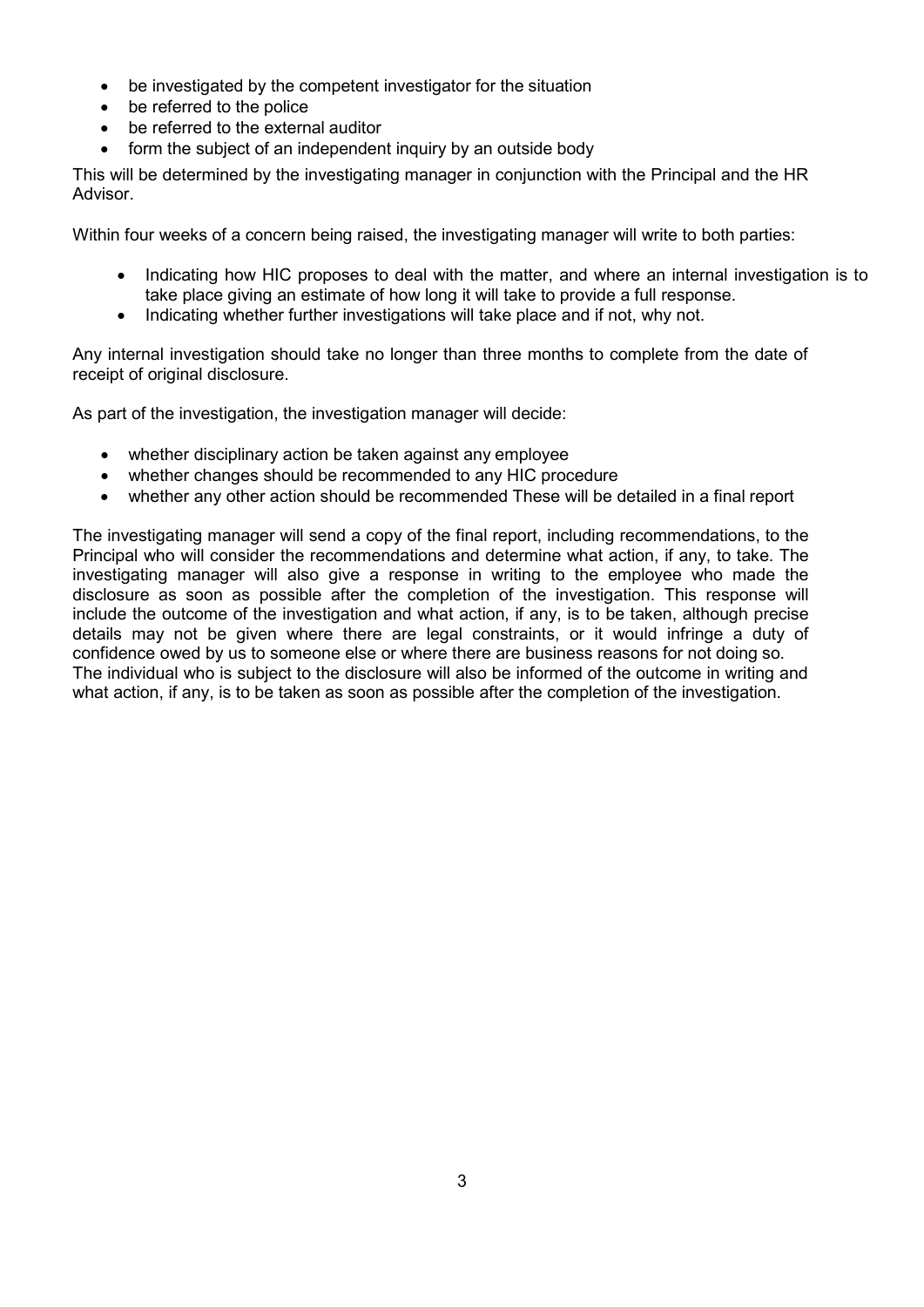- be investigated by the competent investigator for the situation
- be referred to the police
- be referred to the external auditor
- form the subject of an independent inquiry by an outside body

This will be determined by the investigating manager in conjunction with the Principal and the HR Advisor.

Within four weeks of a concern being raised, the investigating manager will write to both parties:

- Indicating how HIC proposes to deal with the matter, and where an internal investigation is to take place giving an estimate of how long it will take to provide a full response.
- Indicating whether further investigations will take place and if not, why not.

Any internal investigation should take no longer than three months to complete from the date of receipt of original disclosure.

As part of the investigation, the investigation manager will decide:

- whether disciplinary action be taken against any employee
- whether changes should be recommended to any HIC procedure
- whether any other action should be recommended These will be detailed in a final report

The investigating manager will send a copy of the final report, including recommendations, to the Principal who will consider the recommendations and determine what action, if any, to take. The investigating manager will also give a response in writing to the employee who made the disclosure as soon as possible after the completion of the investigation. This response will include the outcome of the investigation and what action, if any, is to be taken, although precise details may not be given where there are legal constraints, or it would infringe a duty of confidence owed by us to someone else or where there are business reasons for not doing so.
The individual who is subject to the disclosure will also be informed of the outcome in writing and what action, if any, is to be taken as soon as possible after the completion of the investigation.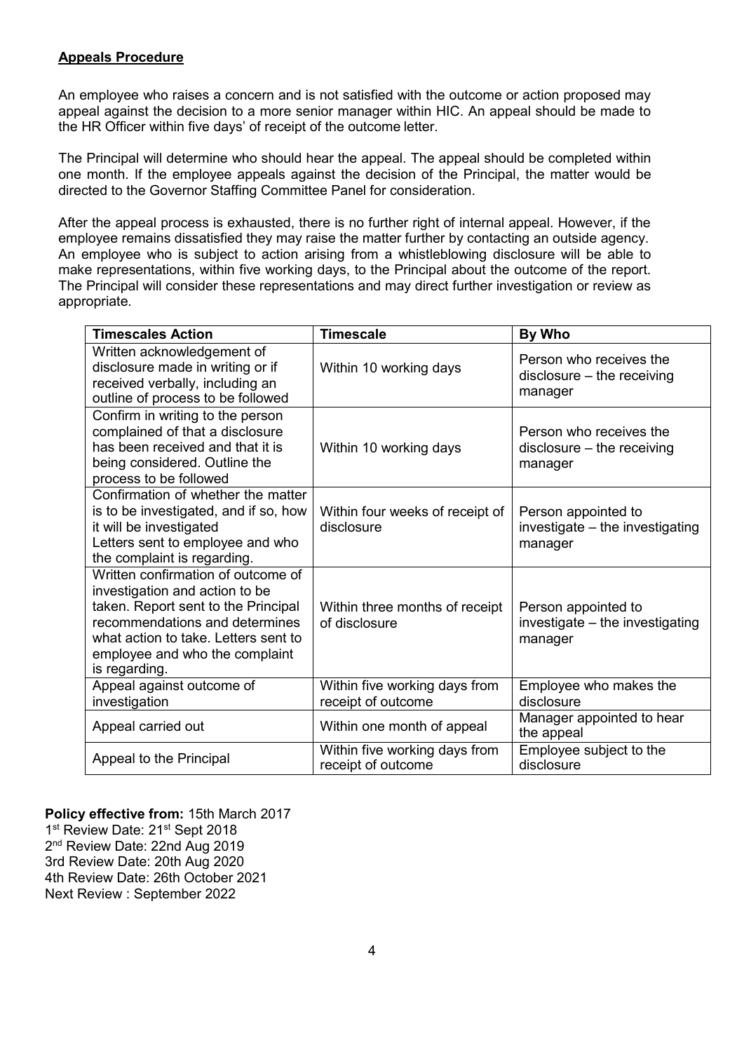**Appeals Procedure**

An employee who raises a concern and is not satisfied with the outcome or action proposed may appeal against the decision to a more senior manager within HIC. An appeal should be made to the HR Officer within five days' of receipt of the outcome letter.

The Principal will determine who should hear the appeal. The appeal should be completed within one month. If the employee appeals against the decision of the Principal, the matter would be directed to the Governor Staffing Committee Panel for consideration.

After the appeal process is exhausted, there is no further right of internal appeal. However, if the employee remains dissatisfied they may raise the matter further by contacting an outside agency. An employee who is subject to action arising from a whistleblowing disclosure will be able to make representations, within five working days, to the Principal about the outcome of the report. The Principal will consider these representations and may direct further investigation or review as appropriate.

| Timescales Action | Timescale | By Who |
|---|---|---|
| Written acknowledgement of disclosure made in writing or if received verbally, including an outline of process to be followed | Within 10 working days | Person who receives the disclosure – the receiving manager |
| Confirm in writing to the person complained of that a disclosure has been received and that it is being considered. Outline the process to be followed | Within 10 working days | Person who receives the disclosure – the receiving manager |
| Confirmation of whether the matter is to be investigated, and if so, how it will be investigated Letters sent to employee and who the complaint is regarding. | Within four weeks of receipt of disclosure | Person appointed to investigate – the investigating manager |
| Written confirmation of outcome of investigation and action to be taken. Report sent to the Principal recommendations and determines what action to take. Letters sent to employee and who the complaint is regarding. | Within three months of receipt of disclosure | Person appointed to investigate – the investigating manager |
| Appeal against outcome of investigation | Within five working days from receipt of outcome | Employee who makes the disclosure |
| Appeal carried out | Within one month of appeal | Manager appointed to hear the appeal |
| Appeal to the Principal | Within five working days from receipt of outcome | Employee subject to the disclosure |

**Policy effective from:** 15th March 2017
1st Review Date: 21st Sept 2018
2nd Review Date: 22nd Aug 2019
3rd Review Date: 20th Aug 2020
4th Review Date: 26th October 2021
Next Review : September 2022